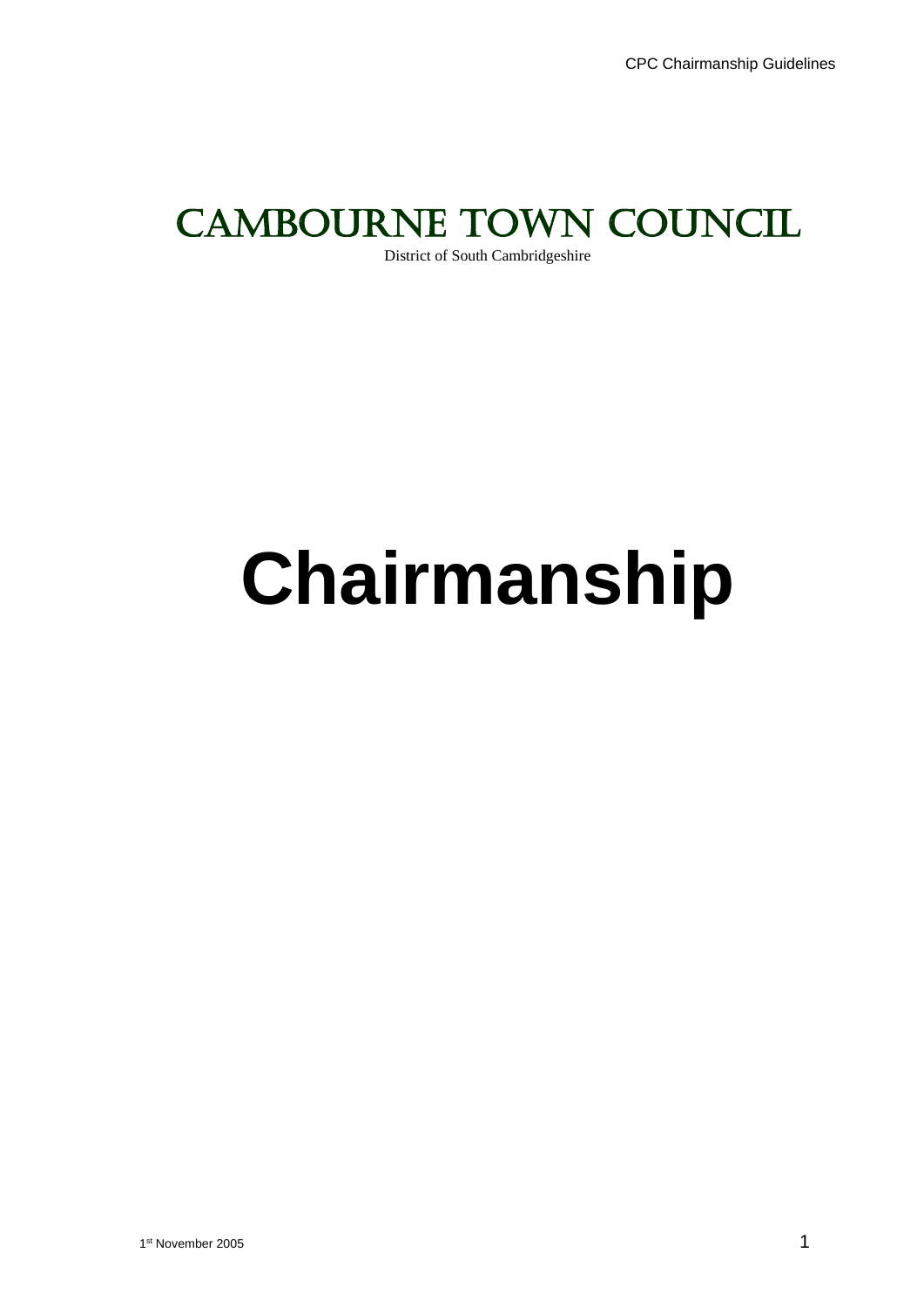# CAMBOURNE TOWN COUNCIL

District of South Cambridgeshire

# Chairmanship

1st November 2005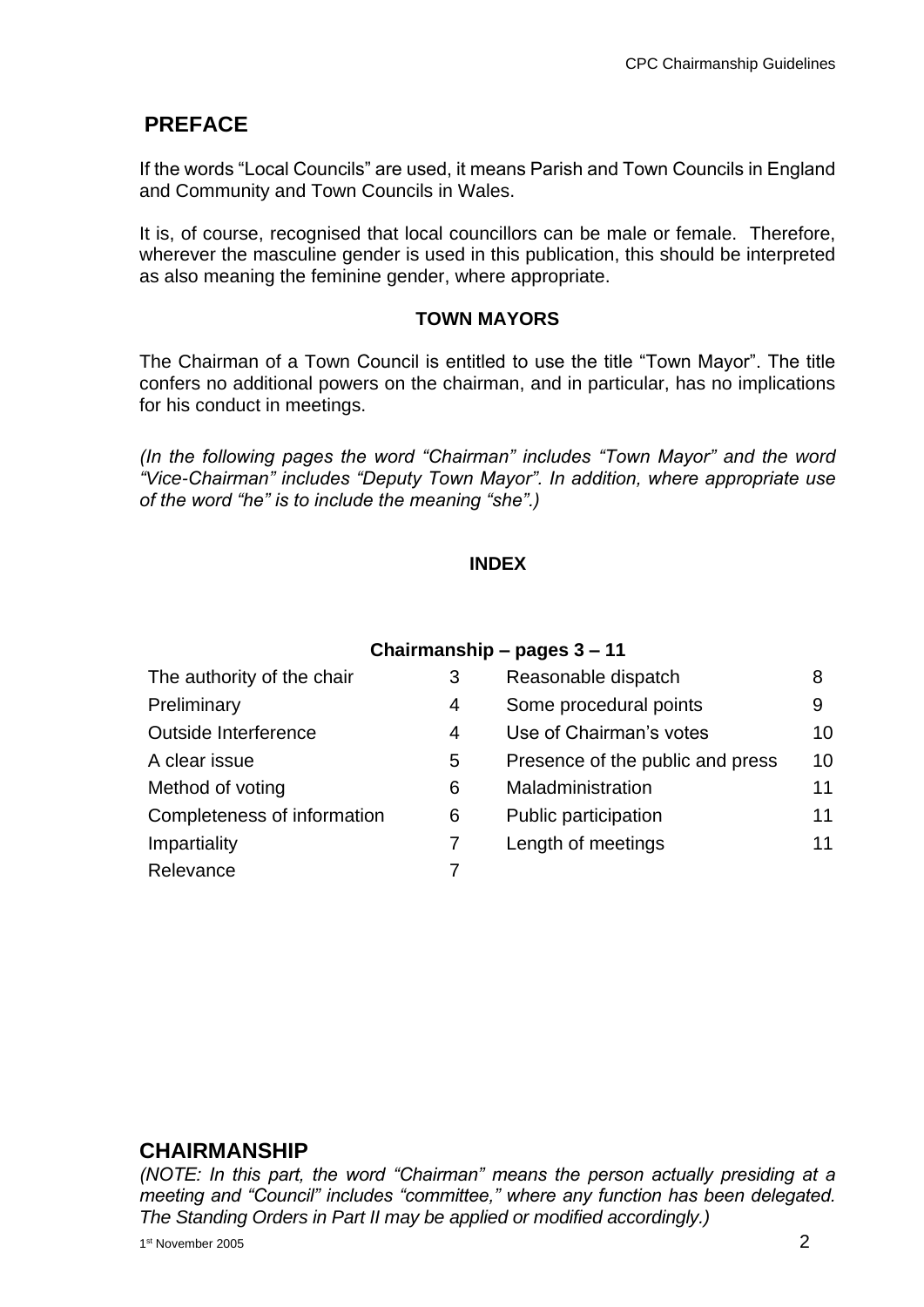## PREFACE

If the words "Local Councils" are used, it means Parish and Town Councils in England and Community and Town Councils in Wales.

It is, of course, recognised that local councillors can be male or female. Therefore, wherever the masculine gender is used in this publication, this should be interpreted as also meaning the feminine gender, where appropriate.

**TOWN MAYORS**

The Chairman of a Town Council is entitled to use the title "Town Mayor". The title confers no additional powers on the chairman, and in particular, has no implications for his conduct in meetings.

*(In the following pages the word "Chairman" includes "Town Mayor" and the word "Vice-Chairman" includes "Deputy Town Mayor". In addition, where appropriate use of the word "he" is to include the meaning "she".)*

**INDEX**

**Chairmanship – pages 3 – 11**

| | | | |
|---|---|---|---|
| The authority of the chair | 3 | Reasonable dispatch | 8 |
| Preliminary | 4 | Some procedural points | 9 |
| Outside Interference | 4 | Use of Chairman's votes | 10 |
| A clear issue | 5 | Presence of the public and press | 10 |
| Method of voting | 6 | Maladministration | 11 |
| Completeness of information | 6 | Public participation | 11 |
| Impartiality | 7 | Length of meetings | 11 |
| Relevance | 7 | | |

## CHAIRMANSHIP

*(NOTE: In this part, the word "Chairman" means the person actually presiding at a meeting and "Council" includes "committee," where any function has been delegated. The Standing Orders in Part II may be applied or modified accordingly.)*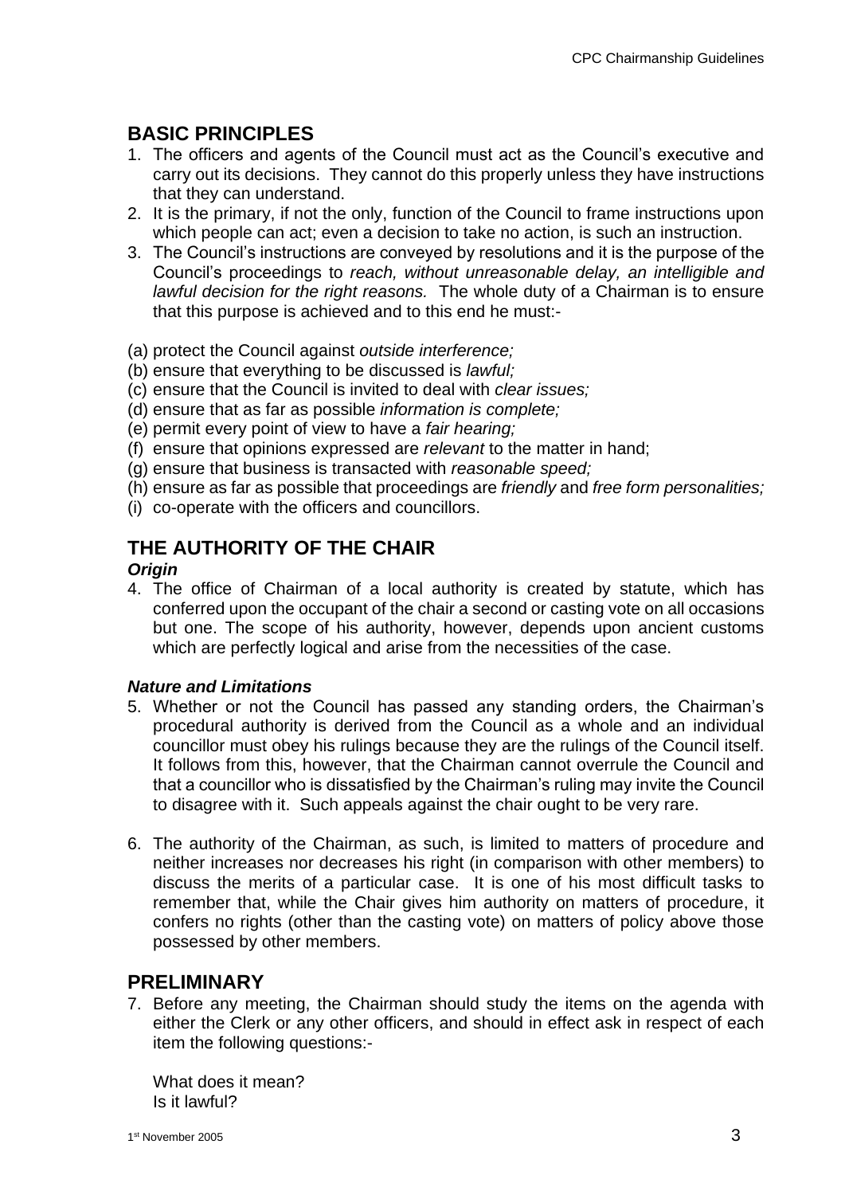## BASIC PRINCIPLES

1. The officers and agents of the Council must act as the Council's executive and carry out its decisions. They cannot do this properly unless they have instructions that they can understand.
2. It is the primary, if not the only, function of the Council to frame instructions upon which people can act; even a decision to take no action, is such an instruction.
3. The Council's instructions are conveyed by resolutions and it is the purpose of the Council's proceedings to *reach, without unreasonable delay, an intelligible and lawful decision for the right reasons.* The whole duty of a Chairman is to ensure that this purpose is achieved and to this end he must:-

(a) protect the Council against *outside interference;*
(b) ensure that everything to be discussed is *lawful;*
(c) ensure that the Council is invited to deal with *clear issues;*
(d) ensure that as far as possible *information is complete;*
(e) permit every point of view to have a *fair hearing;*
(f) ensure that opinions expressed are *relevant* to the matter in hand;
(g) ensure that business is transacted with *reasonable speed;*
(h) ensure as far as possible that proceedings are *friendly* and *free form personalities;*
(i) co-operate with the officers and councillors.

## THE AUTHORITY OF THE CHAIR

***Origin***

4. The office of Chairman of a local authority is created by statute, which has conferred upon the occupant of the chair a second or casting vote on all occasions but one. The scope of his authority, however, depends upon ancient customs which are perfectly logical and arise from the necessities of the case.

***Nature and Limitations***

5. Whether or not the Council has passed any standing orders, the Chairman's procedural authority is derived from the Council as a whole and an individual councillor must obey his rulings because they are the rulings of the Council itself. It follows from this, however, that the Chairman cannot overrule the Council and that a councillor who is dissatisfied by the Chairman's ruling may invite the Council to disagree with it. Such appeals against the chair ought to be very rare.

6. The authority of the Chairman, as such, is limited to matters of procedure and neither increases nor decreases his right (in comparison with other members) to discuss the merits of a particular case. It is one of his most difficult tasks to remember that, while the Chair gives him authority on matters of procedure, it confers no rights (other than the casting vote) on matters of policy above those possessed by other members.

## PRELIMINARY

7. Before any meeting, the Chairman should study the items on the agenda with either the Clerk or any other officers, and should in effect ask in respect of each item the following questions:-

   What does it mean?
   Is it lawful?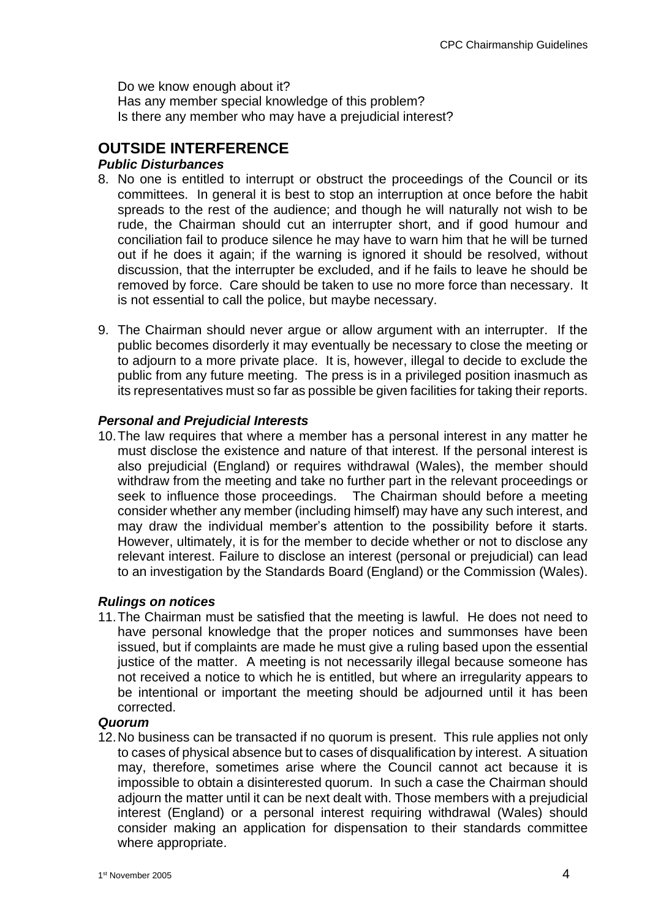Do we know enough about it?
Has any member special knowledge of this problem?
Is there any member who may have a prejudicial interest?

## OUTSIDE INTERFERENCE

### *Public Disturbances*

8. No one is entitled to interrupt or obstruct the proceedings of the Council or its committees. In general it is best to stop an interruption at once before the habit spreads to the rest of the audience; and though he will naturally not wish to be rude, the Chairman should cut an interrupter short, and if good humour and conciliation fail to produce silence he may have to warn him that he will be turned out if he does it again; if the warning is ignored it should be resolved, without discussion, that the interrupter be excluded, and if he fails to leave he should be removed by force. Care should be taken to use no more force than necessary. It is not essential to call the police, but maybe necessary.

9. The Chairman should never argue or allow argument with an interrupter. If the public becomes disorderly it may eventually be necessary to close the meeting or to adjourn to a more private place. It is, however, illegal to decide to exclude the public from any future meeting. The press is in a privileged position inasmuch as its representatives must so far as possible be given facilities for taking their reports.

### *Personal and Prejudicial Interests*

10. The law requires that where a member has a personal interest in any matter he must disclose the existence and nature of that interest. If the personal interest is also prejudicial (England) or requires withdrawal (Wales), the member should withdraw from the meeting and take no further part in the relevant proceedings or seek to influence those proceedings. The Chairman should before a meeting consider whether any member (including himself) may have any such interest, and may draw the individual member's attention to the possibility before it starts. However, ultimately, it is for the member to decide whether or not to disclose any relevant interest. Failure to disclose an interest (personal or prejudicial) can lead to an investigation by the Standards Board (England) or the Commission (Wales).

### *Rulings on notices*

11. The Chairman must be satisfied that the meeting is lawful. He does not need to have personal knowledge that the proper notices and summonses have been issued, but if complaints are made he must give a ruling based upon the essential justice of the matter. A meeting is not necessarily illegal because someone has not received a notice to which he is entitled, but where an irregularity appears to be intentional or important the meeting should be adjourned until it has been corrected.

### *Quorum*

12. No business can be transacted if no quorum is present. This rule applies not only to cases of physical absence but to cases of disqualification by interest. A situation may, therefore, sometimes arise where the Council cannot act because it is impossible to obtain a disinterested quorum. In such a case the Chairman should adjourn the matter until it can be next dealt with. Those members with a prejudicial interest (England) or a personal interest requiring withdrawal (Wales) should consider making an application for dispensation to their standards committee where appropriate.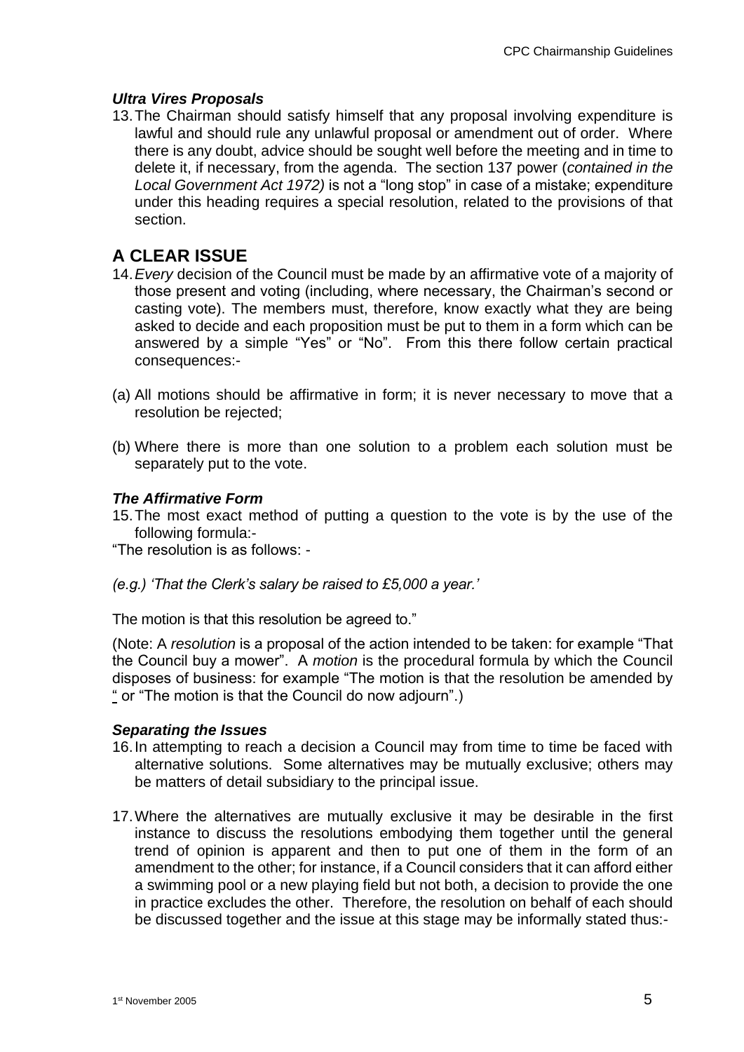### *Ultra Vires Proposals*

13. The Chairman should satisfy himself that any proposal involving expenditure is lawful and should rule any unlawful proposal or amendment out of order. Where there is any doubt, advice should be sought well before the meeting and in time to delete it, if necessary, from the agenda. The section 137 power (*contained in the Local Government Act 1972)* is not a "long stop" in case of a mistake; expenditure under this heading requires a special resolution, related to the provisions of that section.

## A CLEAR ISSUE

14. *Every* decision of the Council must be made by an affirmative vote of a majority of those present and voting (including, where necessary, the Chairman's second or casting vote). The members must, therefore, know exactly what they are being asked to decide and each proposition must be put to them in a form which can be answered by a simple "Yes" or "No". From this there follow certain practical consequences:-

(a) All motions should be affirmative in form; it is never necessary to move that a resolution be rejected;

(b) Where there is more than one solution to a problem each solution must be separately put to the vote.

### *The Affirmative Form*

15. The most exact method of putting a question to the vote is by the use of the following formula:-

"The resolution is as follows: -

*(e.g.) 'That the Clerk's salary be raised to £5,000 a year.'*

The motion is that this resolution be agreed to."

(Note: A *resolution* is a proposal of the action intended to be taken: for example "That the Council buy a mower". A *motion* is the procedural formula by which the Council disposes of business: for example "The motion is that the resolution be amended by " or "The motion is that the Council do now adjourn".)

### *Separating the Issues*

16. In attempting to reach a decision a Council may from time to time be faced with alternative solutions. Some alternatives may be mutually exclusive; others may be matters of detail subsidiary to the principal issue.

17. Where the alternatives are mutually exclusive it may be desirable in the first instance to discuss the resolutions embodying them together until the general trend of opinion is apparent and then to put one of them in the form of an amendment to the other; for instance, if a Council considers that it can afford either a swimming pool or a new playing field but not both, a decision to provide the one in practice excludes the other. Therefore, the resolution on behalf of each should be discussed together and the issue at this stage may be informally stated thus:-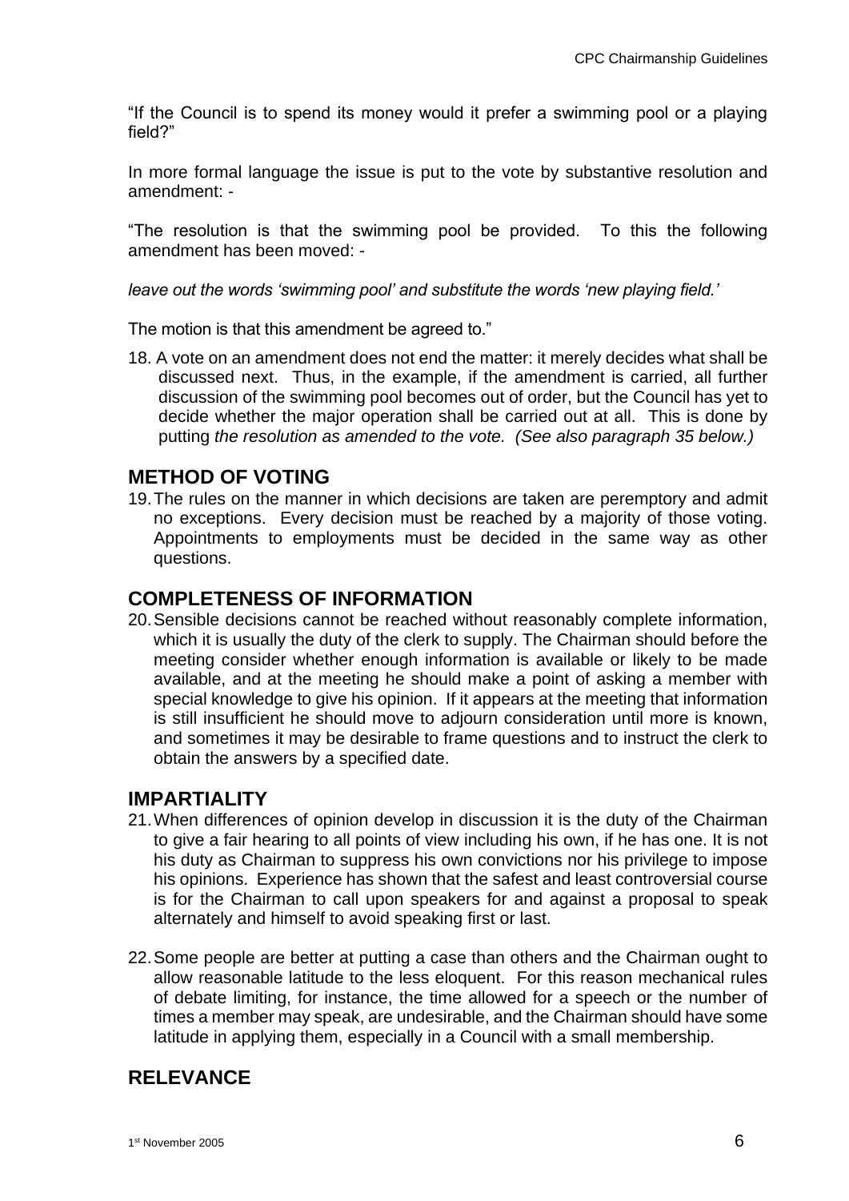"If the Council is to spend its money would it prefer a swimming pool or a playing field?"

In more formal language the issue is put to the vote by substantive resolution and amendment: -

"The resolution is that the swimming pool be provided. To this the following amendment has been moved: -

*leave out the words 'swimming pool' and substitute the words 'new playing field.'*

The motion is that this amendment be agreed to."

18. A vote on an amendment does not end the matter: it merely decides what shall be discussed next. Thus, in the example, if the amendment is carried, all further discussion of the swimming pool becomes out of order, but the Council has yet to decide whether the major operation shall be carried out at all. This is done by putting *the resolution as amended to the vote. (See also paragraph 35 below.)*

## METHOD OF VOTING

19. The rules on the manner in which decisions are taken are peremptory and admit no exceptions. Every decision must be reached by a majority of those voting. Appointments to employments must be decided in the same way as other questions.

## COMPLETENESS OF INFORMATION

20. Sensible decisions cannot be reached without reasonably complete information, which it is usually the duty of the clerk to supply. The Chairman should before the meeting consider whether enough information is available or likely to be made available, and at the meeting he should make a point of asking a member with special knowledge to give his opinion. If it appears at the meeting that information is still insufficient he should move to adjourn consideration until more is known, and sometimes it may be desirable to frame questions and to instruct the clerk to obtain the answers by a specified date.

## IMPARTIALITY

21. When differences of opinion develop in discussion it is the duty of the Chairman to give a fair hearing to all points of view including his own, if he has one. It is not his duty as Chairman to suppress his own convictions nor his privilege to impose his opinions. Experience has shown that the safest and least controversial course is for the Chairman to call upon speakers for and against a proposal to speak alternately and himself to avoid speaking first or last.

22. Some people are better at putting a case than others and the Chairman ought to allow reasonable latitude to the less eloquent. For this reason mechanical rules of debate limiting, for instance, the time allowed for a speech or the number of times a member may speak, are undesirable, and the Chairman should have some latitude in applying them, especially in a Council with a small membership.

## RELEVANCE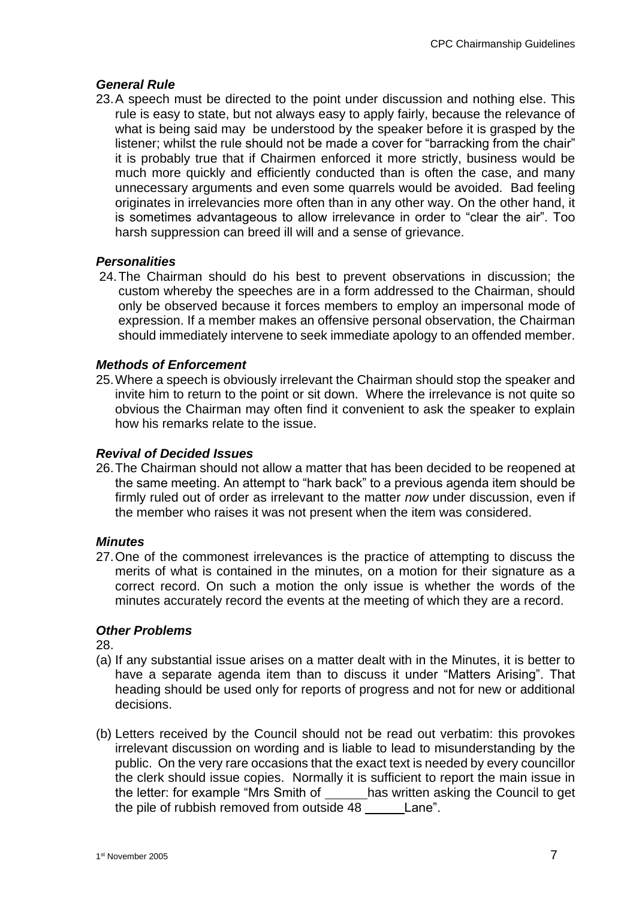### *General Rule*

23. A speech must be directed to the point under discussion and nothing else. This rule is easy to state, but not always easy to apply fairly, because the relevance of what is being said may be understood by the speaker before it is grasped by the listener; whilst the rule should not be made a cover for "barracking from the chair" it is probably true that if Chairmen enforced it more strictly, business would be much more quickly and efficiently conducted than is often the case, and many unnecessary arguments and even some quarrels would be avoided. Bad feeling originates in irrelevancies more often than in any other way. On the other hand, it is sometimes advantageous to allow irrelevance in order to "clear the air". Too harsh suppression can breed ill will and a sense of grievance.

### *Personalities*

24. The Chairman should do his best to prevent observations in discussion; the custom whereby the speeches are in a form addressed to the Chairman, should only be observed because it forces members to employ an impersonal mode of expression. If a member makes an offensive personal observation, the Chairman should immediately intervene to seek immediate apology to an offended member.

### *Methods of Enforcement*

25. Where a speech is obviously irrelevant the Chairman should stop the speaker and invite him to return to the point or sit down. Where the irrelevance is not quite so obvious the Chairman may often find it convenient to ask the speaker to explain how his remarks relate to the issue.

### *Revival of Decided Issues*

26. The Chairman should not allow a matter that has been decided to be reopened at the same meeting. An attempt to "hark back" to a previous agenda item should be firmly ruled out of order as irrelevant to the matter *now* under discussion, even if the member who raises it was not present when the item was considered.

### *Minutes*

27. One of the commonest irrelevances is the practice of attempting to discuss the merits of what is contained in the minutes, on a motion for their signature as a correct record. On such a motion the only issue is whether the words of the minutes accurately record the events at the meeting of which they are a record.

### *Other Problems*

28.

(a) If any substantial issue arises on a matter dealt with in the Minutes, it is better to have a separate agenda item than to discuss it under "Matters Arising". That heading should be used only for reports of progress and not for new or additional decisions.

(b) Letters received by the Council should not be read out verbatim: this provokes irrelevant discussion on wording and is liable to lead to misunderstanding by the public. On the very rare occasions that the exact text is needed by every councillor the clerk should issue copies. Normally it is sufficient to report the main issue in the letter: for example "Mrs Smith of ______ has written asking the Council to get the pile of rubbish removed from outside 48 ______ Lane".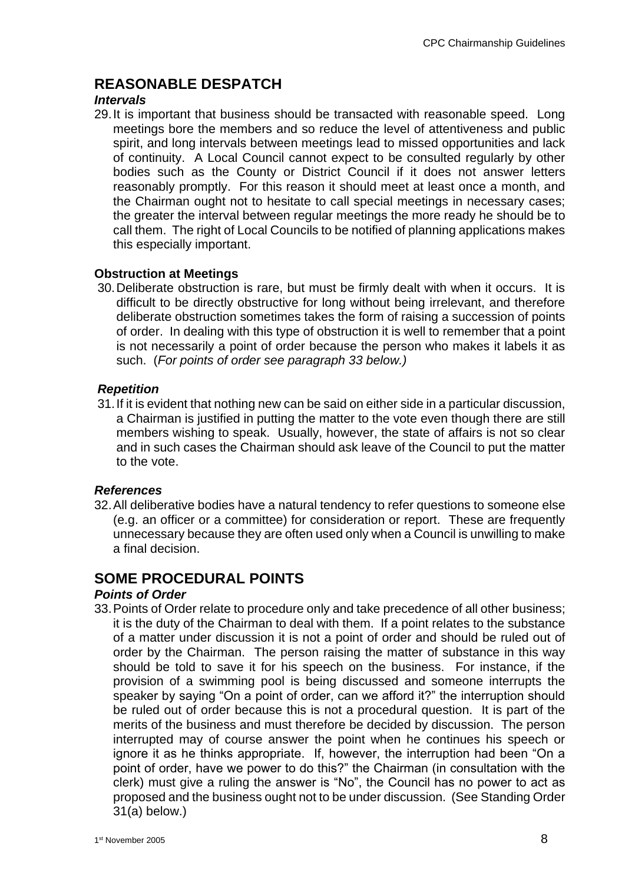## REASONABLE DESPATCH

### *Intervals*

29. It is important that business should be transacted with reasonable speed. Long meetings bore the members and so reduce the level of attentiveness and public spirit, and long intervals between meetings lead to missed opportunities and lack of continuity. A Local Council cannot expect to be consulted regularly by other bodies such as the County or District Council if it does not answer letters reasonably promptly. For this reason it should meet at least once a month, and the Chairman ought not to hesitate to call special meetings in necessary cases; the greater the interval between regular meetings the more ready he should be to call them. The right of Local Councils to be notified of planning applications makes this especially important.

### **Obstruction at Meetings**

30. Deliberate obstruction is rare, but must be firmly dealt with when it occurs. It is difficult to be directly obstructive for long without being irrelevant, and therefore deliberate obstruction sometimes takes the form of raising a succession of points of order. In dealing with this type of obstruction it is well to remember that a point is not necessarily a point of order because the person who makes it labels it as such. (*For points of order see paragraph 33 below.)*

### *Repetition*

31. If it is evident that nothing new can be said on either side in a particular discussion, a Chairman is justified in putting the matter to the vote even though there are still members wishing to speak. Usually, however, the state of affairs is not so clear and in such cases the Chairman should ask leave of the Council to put the matter to the vote.

### *References*

32. All deliberative bodies have a natural tendency to refer questions to someone else (e.g. an officer or a committee) for consideration or report. These are frequently unnecessary because they are often used only when a Council is unwilling to make a final decision.

## SOME PROCEDURAL POINTS

### *Points of Order*

33. Points of Order relate to procedure only and take precedence of all other business; it is the duty of the Chairman to deal with them. If a point relates to the substance of a matter under discussion it is not a point of order and should be ruled out of order by the Chairman. The person raising the matter of substance in this way should be told to save it for his speech on the business. For instance, if the provision of a swimming pool is being discussed and someone interrupts the speaker by saying "On a point of order, can we afford it?" the interruption should be ruled out of order because this is not a procedural question. It is part of the merits of the business and must therefore be decided by discussion. The person interrupted may of course answer the point when he continues his speech or ignore it as he thinks appropriate. If, however, the interruption had been "On a point of order, have we power to do this?" the Chairman (in consultation with the clerk) must give a ruling the answer is "No", the Council has no power to act as proposed and the business ought not to be under discussion. (See Standing Order 31(a) below.)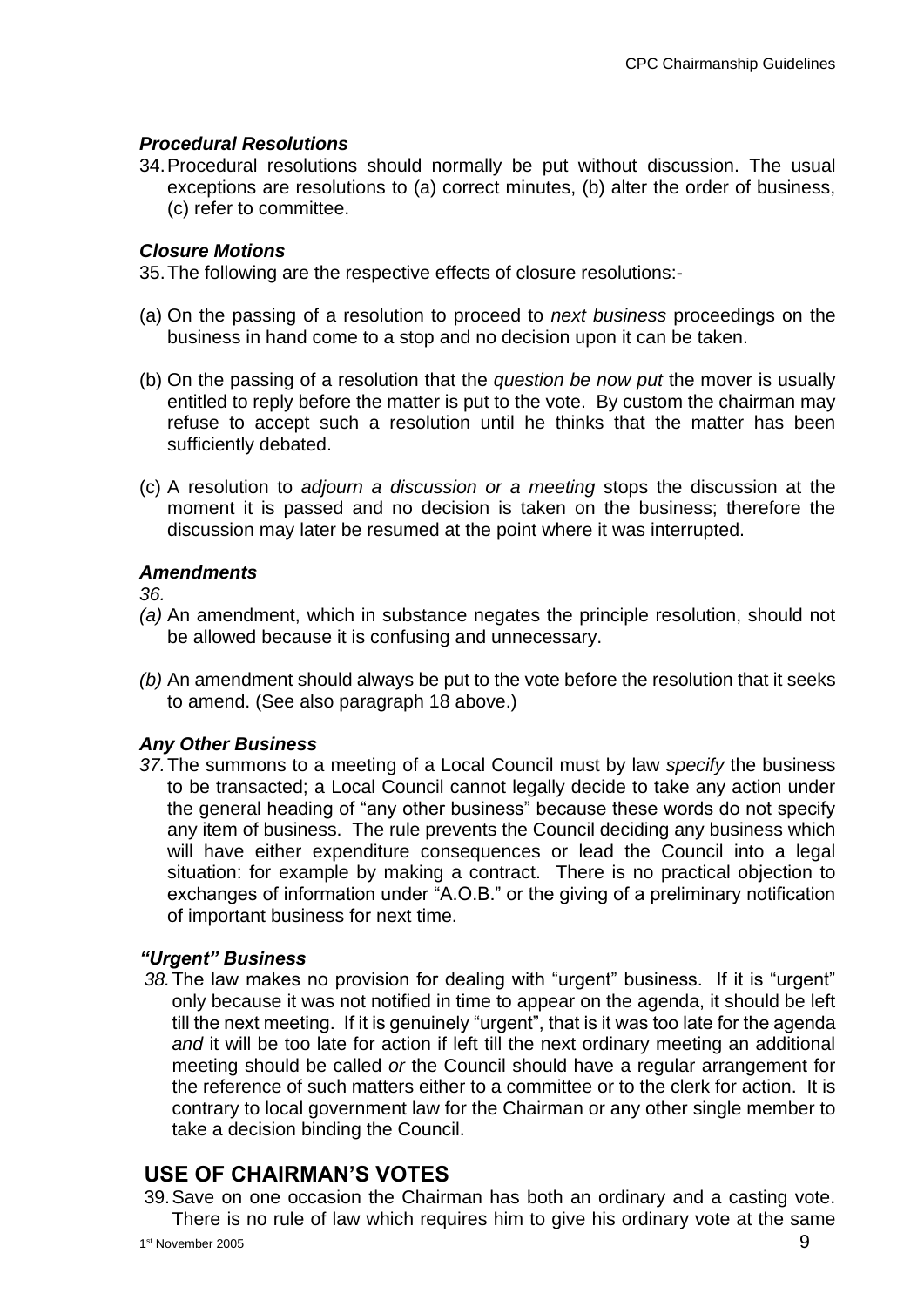### *Procedural Resolutions*

34. Procedural resolutions should normally be put without discussion. The usual exceptions are resolutions to (a) correct minutes, (b) alter the order of business, (c) refer to committee.

### *Closure Motions*

35. The following are the respective effects of closure resolutions:-

(a) On the passing of a resolution to proceed to *next business* proceedings on the business in hand come to a stop and no decision upon it can be taken.

(b) On the passing of a resolution that the *question be now put* the mover is usually entitled to reply before the matter is put to the vote. By custom the chairman may refuse to accept such a resolution until he thinks that the matter has been sufficiently debated.

(c) A resolution to *adjourn a discussion or a meeting* stops the discussion at the moment it is passed and no decision is taken on the business; therefore the discussion may later be resumed at the point where it was interrupted.

### *Amendments*

*36.*

*(a)* An amendment, which in substance negates the principle resolution, should not be allowed because it is confusing and unnecessary.

*(b)* An amendment should always be put to the vote before the resolution that it seeks to amend. (See also paragraph 18 above.)

### *Any Other Business*

*37.* The summons to a meeting of a Local Council must by law *specify* the business to be transacted; a Local Council cannot legally decide to take any action under the general heading of "any other business" because these words do not specify any item of business. The rule prevents the Council deciding any business which will have either expenditure consequences or lead the Council into a legal situation: for example by making a contract. There is no practical objection to exchanges of information under "A.O.B." or the giving of a preliminary notification of important business for next time.

### *"Urgent" Business*

*38.* The law makes no provision for dealing with "urgent" business. If it is "urgent" only because it was not notified in time to appear on the agenda, it should be left till the next meeting. If it is genuinely "urgent", that is it was too late for the agenda *and* it will be too late for action if left till the next ordinary meeting an additional meeting should be called *or* the Council should have a regular arrangement for the reference of such matters either to a committee or to the clerk for action. It is contrary to local government law for the Chairman or any other single member to take a decision binding the Council.

## USE OF CHAIRMAN'S VOTES

39. Save on one occasion the Chairman has both an ordinary and a casting vote. There is no rule of law which requires him to give his ordinary vote at the same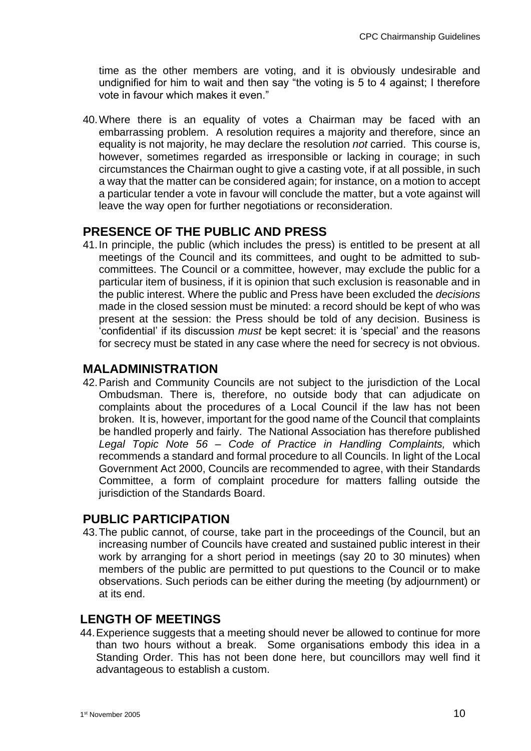time as the other members are voting, and it is obviously undesirable and undignified for him to wait and then say "the voting is 5 to 4 against; I therefore vote in favour which makes it even."

40. Where there is an equality of votes a Chairman may be faced with an embarrassing problem. A resolution requires a majority and therefore, since an equality is not majority, he may declare the resolution *not* carried. This course is, however, sometimes regarded as irresponsible or lacking in courage; in such circumstances the Chairman ought to give a casting vote, if at all possible, in such a way that the matter can be considered again; for instance, on a motion to accept a particular tender a vote in favour will conclude the matter, but a vote against will leave the way open for further negotiations or reconsideration.

## PRESENCE OF THE PUBLIC AND PRESS

41. In principle, the public (which includes the press) is entitled to be present at all meetings of the Council and its committees, and ought to be admitted to sub-committees. The Council or a committee, however, may exclude the public for a particular item of business, if it is opinion that such exclusion is reasonable and in the public interest. Where the public and Press have been excluded the *decisions* made in the closed session must be minuted: a record should be kept of who was present at the session: the Press should be told of any decision. Business is 'confidential' if its discussion *must* be kept secret: it is 'special' and the reasons for secrecy must be stated in any case where the need for secrecy is not obvious.

## MALADMINISTRATION

42. Parish and Community Councils are not subject to the jurisdiction of the Local Ombudsman. There is, therefore, no outside body that can adjudicate on complaints about the procedures of a Local Council if the law has not been broken. It is, however, important for the good name of the Council that complaints be handled properly and fairly. The National Association has therefore published *Legal Topic Note 56 – Code of Practice in Handling Complaints,* which recommends a standard and formal procedure to all Councils. In light of the Local Government Act 2000, Councils are recommended to agree, with their Standards Committee, a form of complaint procedure for matters falling outside the jurisdiction of the Standards Board.

## PUBLIC PARTICIPATION

43. The public cannot, of course, take part in the proceedings of the Council, but an increasing number of Councils have created and sustained public interest in their work by arranging for a short period in meetings (say 20 to 30 minutes) when members of the public are permitted to put questions to the Council or to make observations. Such periods can be either during the meeting (by adjournment) or at its end.

## LENGTH OF MEETINGS

44. Experience suggests that a meeting should never be allowed to continue for more than two hours without a break. Some organisations embody this idea in a Standing Order. This has not been done here, but councillors may well find it advantageous to establish a custom.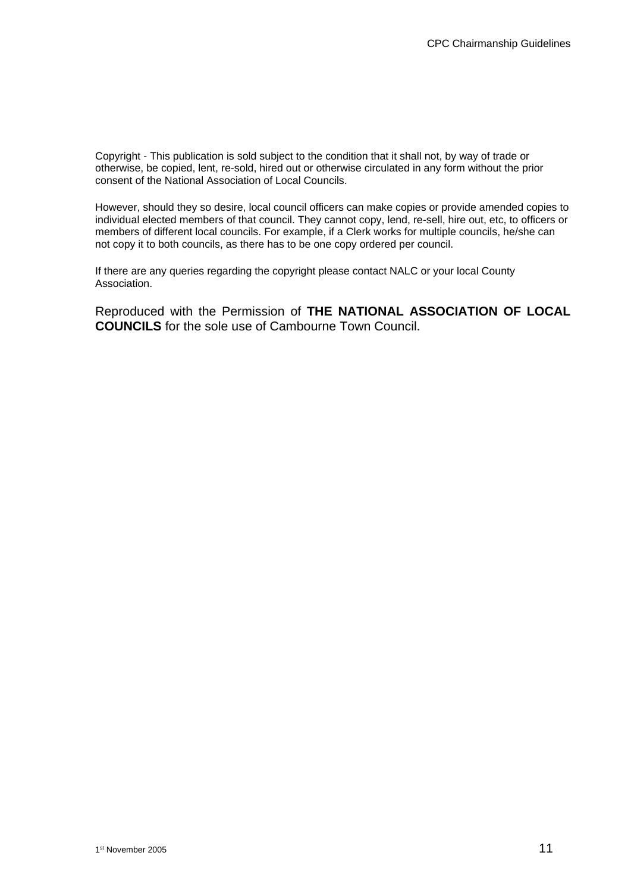Copyright - This publication is sold subject to the condition that it shall not, by way of trade or otherwise, be copied, lent, re-sold, hired out or otherwise circulated in any form without the prior consent of the National Association of Local Councils.

However, should they so desire, local council officers can make copies or provide amended copies to individual elected members of that council. They cannot copy, lend, re-sell, hire out, etc, to officers or members of different local councils. For example, if a Clerk works for multiple councils, he/she can not copy it to both councils, as there has to be one copy ordered per council.

If there are any queries regarding the copyright please contact NALC or your local County Association.

Reproduced with the Permission of **THE NATIONAL ASSOCIATION OF LOCAL COUNCILS** for the sole use of Cambourne Town Council.